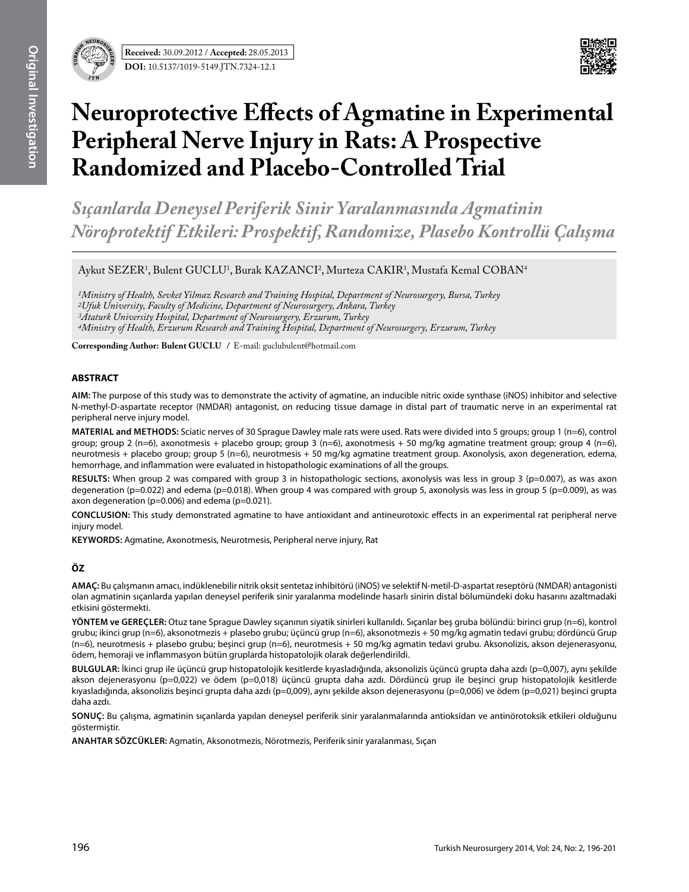Received: 30.09.2012 / Accepted: 28.05.2013

DOI: 10.5137/1019-5149.JTN.7324-12.1

# Neuroprotective Effects of Agmatine in Experimental Peripheral Nerve Injury in Rats: A Prospective Randomized and Placebo-Controlled Trial

## *Sıçanlarda Deneysel Periferik Sinir Yaralanmasında Agmatinin Nöroprotektif Etkileri: Prospektif, Randomize, Plasebo Kontrollü Çalışma*

Aykut SEZER[1], Bulent GUCLU[1], Burak KAZANCI[2], Murteza CAKIR[3], Mustafa Kemal COBAN[4]

*[1]Ministry of Health, Sevket Yilmaz Research and Training Hospital, Department of Neurosurgery, Bursa, Turkey*
*[2]Ufuk University, Faculty of Medicine, Department of Neurosurgery, Ankara, Turkey*
*[3]Ataturk University Hospital, Department of Neurosurgery, Erzurum, Turkey*
*[4]Ministry of Health, Erzurum Research and Training Hospital, Department of Neurosurgery, Erzurum, Turkey*

**Corresponding Author: Bulent GUCLU** / E-mail: guclubulent@hotmail.com

### ABSTRACT

**AIM:** The purpose of this study was to demonstrate the activity of agmatine, an inducible nitric oxide synthase (iNOS) inhibitor and selective N-methyl-D-aspartate receptor (NMDAR) antagonist, on reducing tissue damage in distal part of traumatic nerve in an experimental rat peripheral nerve injury model.

**MATERIAL and METHODS:** Sciatic nerves of 30 Sprague Dawley male rats were used. Rats were divided into 5 groups; group 1 (n=6), control group; group 2 (n=6), axonotmesis + placebo group; group 3 (n=6), axonotmesis + 50 mg/kg agmatine treatment group; group 4 (n=6), neurotmesis + placebo group; group 5 (n=6), neurotmesis + 50 mg/kg agmatine treatment group. Axonolysis, axon degeneration, edema, hemorrhage, and inflammation were evaluated in histopathologic examinations of all the groups.

**RESULTS:** When group 2 was compared with group 3 in histopathologic sections, axonolysis was less in group 3 (p=0.007), as was axon degeneration (p=0.022) and edema (p=0.018). When group 4 was compared with group 5, axonolysis was less in group 5 (p=0.009), as was axon degeneration (p=0.006) and edema (p=0.021).

**CONCLUSION:** This study demonstrated agmatine to have antioxidant and antineurotoxic effects in an experimental rat peripheral nerve injury model.

**KEYWORDS:** Agmatine, Axonotmesis, Neurotmesis, Peripheral nerve injury, Rat

### ÖZ

**AMAÇ:** Bu çalışmanın amacı, indüklenebilir nitrik oksit sentetaz inhibitörü (iNOS) ve selektif N-metil-D-aspartat reseptörü (NMDAR) antagonisti olan agmatinin sıçanlarda yapılan deneysel periferik sinir yaralanma modelinde hasarlı sinirin distal bölümündeki doku hasarını azaltmadaki etkisini göstermekti.

**YÖNTEM ve GEREÇLER:** Otuz tane Sprague Dawley sıçanının siyatik sinirleri kullanıldı. Sıçanlar beş gruba bölündü: birinci grup (n=6), kontrol grubu; ikinci grup (n=6), aksonotmezis + plasebo grubu; üçüncü grup (n=6), aksonotmezis + 50 mg/kg agmatin tedavi grubu; dördüncü Grup (n=6), neurotmesis + plasebo grubu; beşinci grup (n=6), neurotmesis + 50 mg/kg agmatin tedavi grubu. Aksonolizis, akson dejenerasyonu, ödem, hemoraji ve inflammasyon bütün gruplarda histopatolojik olarak değerlendirildi.

**BULGULAR:** İkinci grup ile üçüncü grup histopatolojik kesitlerde kıyasladığında, aksonolizis üçüncü grupta daha azdı (p=0,007), aynı şekilde akson dejenerasyonu (p=0,022) ve ödem (p=0,018) üçüncü grupta daha azdı. Dördüncü grup ile beşinci grup histopatolojik kesitlerde kıyasladığında, aksonolizis beşinci grupta daha azdı (p=0,009), aynı şekilde akson dejenerasyonu (p=0,006) ve ödem (p=0,021) beşinci grupta daha azdı.

**SONUÇ:** Bu çalışma, agmatinin sıçanlarda yapılan deneysel periferik sinir yaralanmalarında antioksidan ve antinörotoksik etkileri olduğunu göstermiştir.

**ANAHTAR SÖZCÜKLER:** Agmatin, Aksonotmezis, Nörotmezis, Periferik sinir yaralanması, Sıçan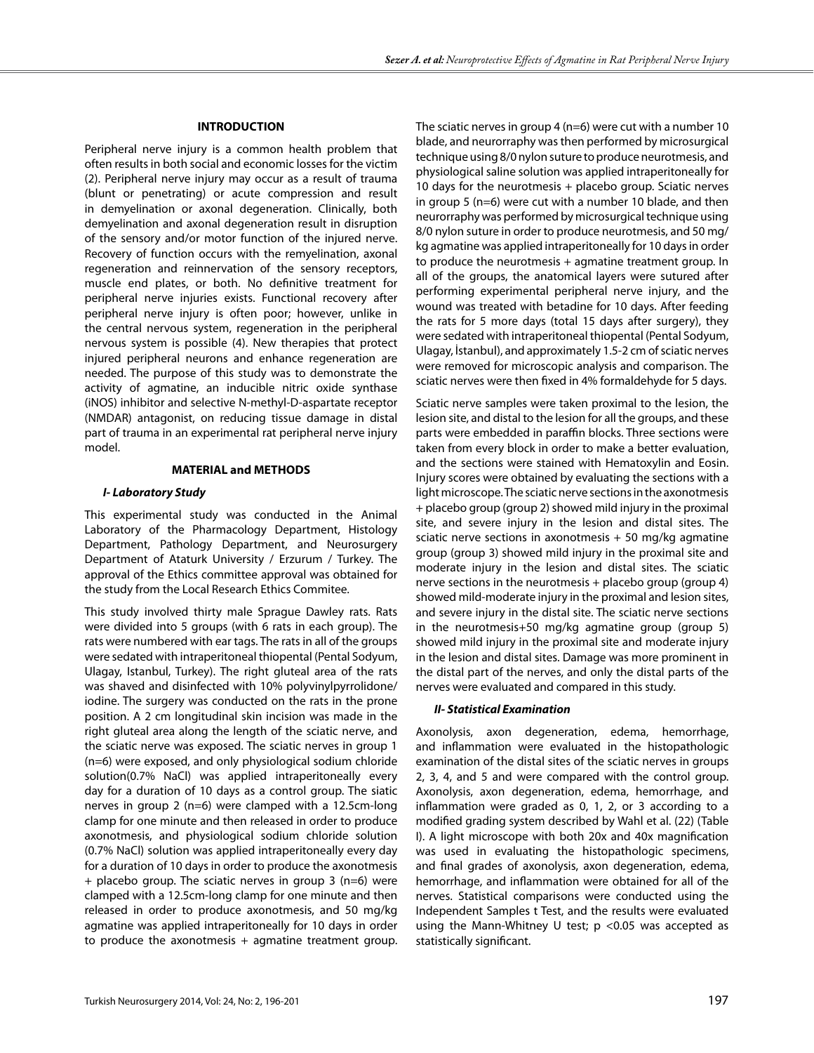## INTRODUCTION

Peripheral nerve injury is a common health problem that often results in both social and economic losses for the victim (2). Peripheral nerve injury may occur as a result of trauma (blunt or penetrating) or acute compression and result in demyelination or axonal degeneration. Clinically, both demyelination and axonal degeneration result in disruption of the sensory and/or motor function of the injured nerve. Recovery of function occurs with the remyelination, axonal regeneration and reinnervation of the sensory receptors, muscle end plates, or both. No definitive treatment for peripheral nerve injuries exists. Functional recovery after peripheral nerve injury is often poor; however, unlike in the central nervous system, regeneration in the peripheral nervous system is possible (4). New therapies that protect injured peripheral neurons and enhance regeneration are needed. The purpose of this study was to demonstrate the activity of agmatine, an inducible nitric oxide synthase (iNOS) inhibitor and selective N-methyl-D-aspartate receptor (NMDAR) antagonist, on reducing tissue damage in distal part of trauma in an experimental rat peripheral nerve injury model.

## MATERIAL and METHODS

### *I- Laboratory Study*

This experimental study was conducted in the Animal Laboratory of the Pharmacology Department, Histology Department, Pathology Department, and Neurosurgery Department of Ataturk University / Erzurum / Turkey. The approval of the Ethics committee approval was obtained for the study from the Local Research Ethics Commitee.

This study involved thirty male Sprague Dawley rats. Rats were divided into 5 groups (with 6 rats in each group). The rats were numbered with ear tags. The rats in all of the groups were sedated with intraperitoneal thiopental (Pental Sodyum, Ulagay, Istanbul, Turkey). The right gluteal area of the rats was shaved and disinfected with 10% polyvinylpyrrolidone/iodine. The surgery was conducted on the rats in the prone position. A 2 cm longitudinal skin incision was made in the right gluteal area along the length of the sciatic nerve, and the sciatic nerve was exposed. The sciatic nerves in group 1 (n=6) were exposed, and only physiological sodium chloride solution(0.7% NaCl) was applied intraperitoneally every day for a duration of 10 days as a control group. The siatic nerves in group 2 (n=6) were clamped with a 12.5cm-long clamp for one minute and then released in order to produce axonotmesis, and physiological sodium chloride solution (0.7% NaCl) solution was applied intraperitoneally every day for a duration of 10 days in order to produce the axonotmesis + placebo group. The sciatic nerves in group 3 (n=6) were clamped with a 12.5cm-long clamp for one minute and then released in order to produce axonotmesis, and 50 mg/kg agmatine was applied intraperitoneally for 10 days in order to produce the axonotmesis + agmatine treatment group. The sciatic nerves in group 4 (n=6) were cut with a number 10 blade, and neurorraphy was then performed by microsurgical technique using 8/0 nylon suture to produce neurotmesis, and physiological saline solution was applied intraperitoneally for 10 days for the neurotmesis + placebo group. Sciatic nerves in group 5 (n=6) were cut with a number 10 blade, and then neurorraphy was performed by microsurgical technique using 8/0 nylon suture in order to produce neurotmesis, and 50 mg/kg agmatine was applied intraperitoneally for 10 days in order to produce the neurotmesis + agmatine treatment group. In all of the groups, the anatomical layers were sutured after performing experimental peripheral nerve injury, and the wound was treated with betadine for 10 days. After feeding the rats for 5 more days (total 15 days after surgery), they were sedated with intraperitoneal thiopental (Pental Sodyum, Ulagay, İstanbul), and approximately 1.5-2 cm of sciatic nerves were removed for microscopic analysis and comparison. The sciatic nerves were then fixed in 4% formaldehyde for 5 days.

Sciatic nerve samples were taken proximal to the lesion, the lesion site, and distal to the lesion for all the groups, and these parts were embedded in paraffin blocks. Three sections were taken from every block in order to make a better evaluation, and the sections were stained with Hematoxylin and Eosin. Injury scores were obtained by evaluating the sections with a light microscope. The sciatic nerve sections in the axonotmesis + placebo group (group 2) showed mild injury in the proximal site, and severe injury in the lesion and distal sites. The sciatic nerve sections in axonotmesis + 50 mg/kg agmatine group (group 3) showed mild injury in the proximal site and moderate injury in the lesion and distal sites. The sciatic nerve sections in the neurotmesis + placebo group (group 4) showed mild-moderate injury in the proximal and lesion sites, and severe injury in the distal site. The sciatic nerve sections in the neurotmesis+50 mg/kg agmatine group (group 5) showed mild injury in the proximal site and moderate injury in the lesion and distal sites. Damage was more prominent in the distal part of the nerves, and only the distal parts of the nerves were evaluated and compared in this study.

### *II- Statistical Examination*

Axonolysis, axon degeneration, edema, hemorrhage, and inflammation were evaluated in the histopathologic examination of the distal sites of the sciatic nerves in groups 2, 3, 4, and 5 and were compared with the control group. Axonolysis, axon degeneration, edema, hemorrhage, and inflammation were graded as 0, 1, 2, or 3 according to a modified grading system described by Wahl et al. (22) (Table I). A light microscope with both 20x and 40x magnification was used in evaluating the histopathologic specimens, and final grades of axonolysis, axon degeneration, edema, hemorrhage, and inflammation were obtained for all of the nerves. Statistical comparisons were conducted using the Independent Samples t Test, and the results were evaluated using the Mann-Whitney U test; p <0.05 was accepted as statistically significant.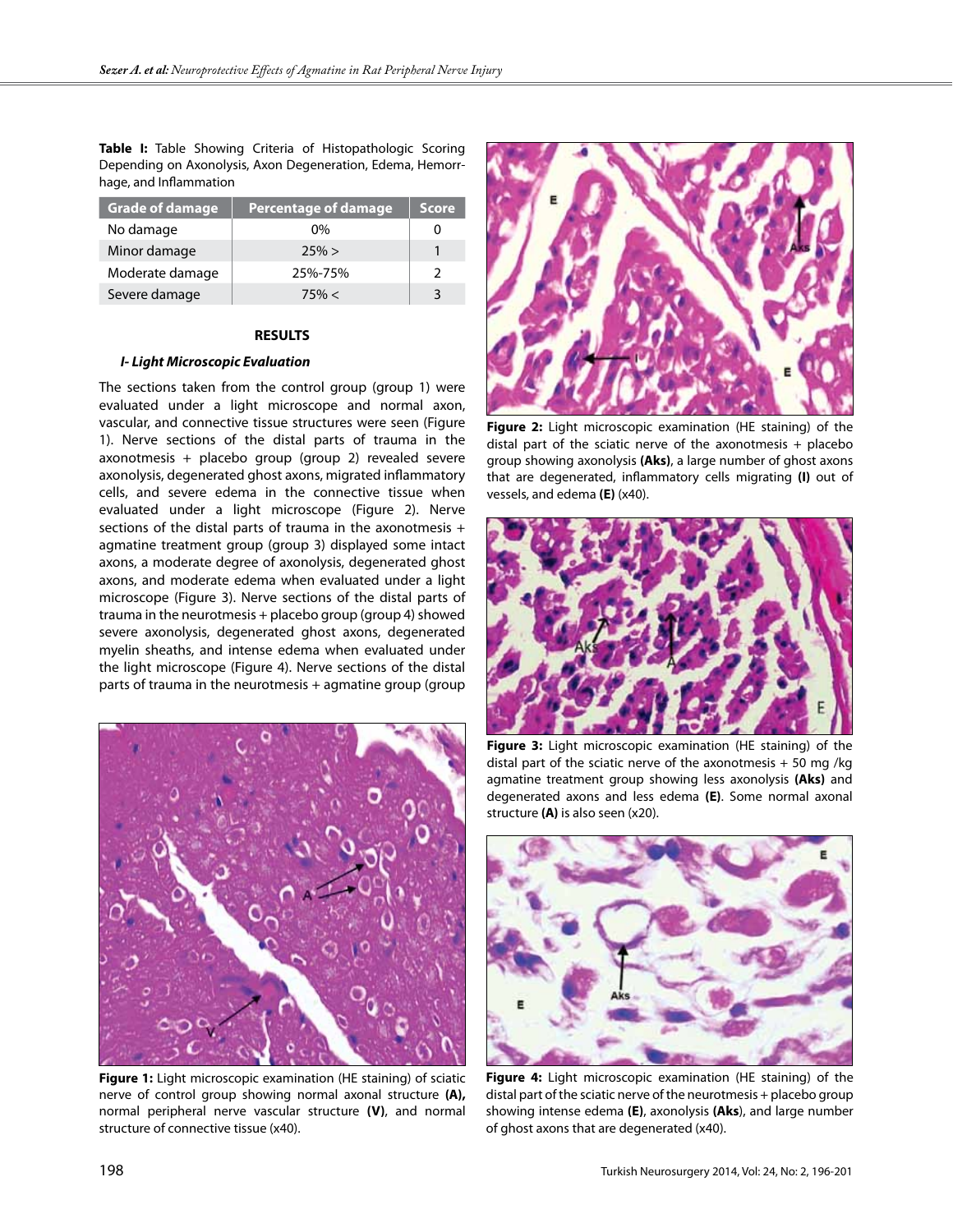**Table I:** Table Showing Criteria of Histopathologic Scoring Depending on Axonolysis, Axon Degeneration, Edema, Hemorrhage, and Inflammation

| Grade of damage | Percentage of damage | Score |
|---|---|---|
| No damage | 0% | 0 |
| Minor damage | 25% > | 1 |
| Moderate damage | 25%-75% | 2 |
| Severe damage | 75% < | 3 |

## RESULTS

### *I- Light Microscopic Evaluation*

The sections taken from the control group (group 1) were evaluated under a light microscope and normal axon, vascular, and connective tissue structures were seen (Figure 1). Nerve sections of the distal parts of trauma in the axonotmesis + placebo group (group 2) revealed severe axonolysis, degenerated ghost axons, migrated inflammatory cells, and severe edema in the connective tissue when evaluated under a light microscope (Figure 2). Nerve sections of the distal parts of trauma in the axonotmesis + agmatine treatment group (group 3) displayed some intact axons, a moderate degree of axonolysis, degenerated ghost axons, and moderate edema when evaluated under a light microscope (Figure 3). Nerve sections of the distal parts of trauma in the neurotmesis + placebo group (group 4) showed severe axonolysis, degenerated ghost axons, degenerated myelin sheaths, and intense edema when evaluated under the light microscope (Figure 4). Nerve sections of the distal parts of trauma in the neurotmesis + agmatine group (group

**Figure 1:** Light microscopic examination (HE staining) of sciatic nerve of control group showing normal axonal structure **(A),** normal peripheral nerve vascular structure **(V)**, and normal structure of connective tissue (x40).

**Figure 2:** Light microscopic examination (HE staining) of the distal part of the sciatic nerve of the axonotmesis + placebo group showing axonolysis **(Aks)**, a large number of ghost axons that are degenerated, inflammatory cells migrating **(I)** out of vessels, and edema **(E)** (x40).

**Figure 3:** Light microscopic examination (HE staining) of the distal part of the sciatic nerve of the axonotmesis + 50 mg /kg agmatine treatment group showing less axonolysis **(Aks)** and degenerated axons and less edema **(E)**. Some normal axonal structure **(A)** is also seen (x20).

**Figure 4:** Light microscopic examination (HE staining) of the distal part of the sciatic nerve of the neurotmesis + placebo group showing intense edema **(E)**, axonolysis **(Aks)**, and large number of ghost axons that are degenerated (x40).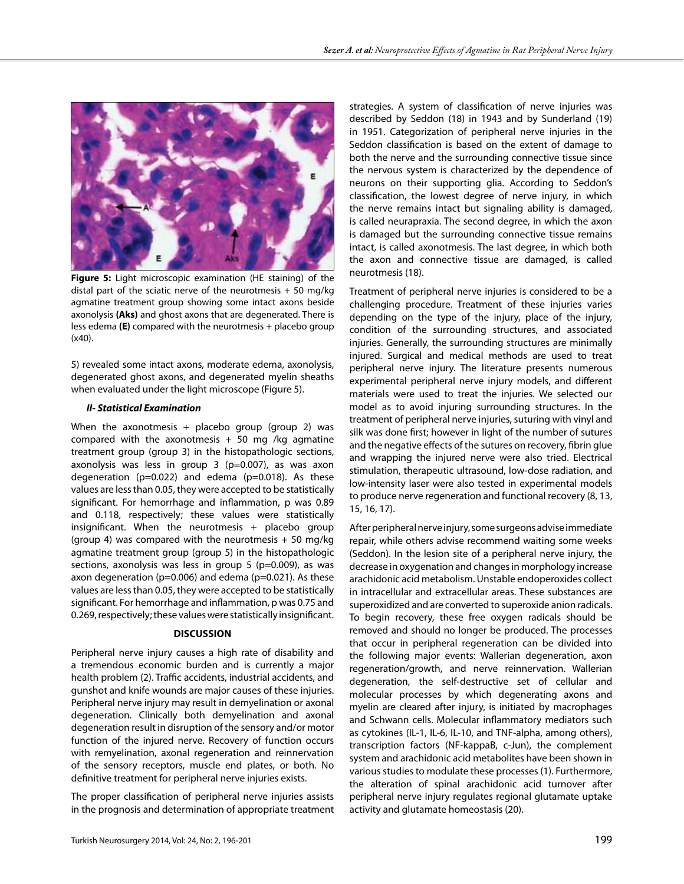**Figure 5:** Light microscopic examination (HE staining) of the distal part of the sciatic nerve of the neurotmesis + 50 mg/kg agmatine treatment group showing some intact axons beside axonolysis **(Aks)** and ghost axons that are degenerated. There is less edema **(E)** compared with the neurotmesis + placebo group (x40).

5) revealed some intact axons, moderate edema, axonolysis, degenerated ghost axons, and degenerated myelin sheaths when evaluated under the light microscope (Figure 5).

***II- Statistical Examination***

When the axonotmesis + placebo group (group 2) was compared with the axonotmesis + 50 mg /kg agmatine treatment group (group 3) in the histopathologic sections, axonolysis was less in group 3 (p=0.007), as was axon degeneration (p=0.022) and edema (p=0.018). As these values are less than 0.05, they were accepted to be statistically significant. For hemorrhage and inflammation, p was 0.89 and 0.118, respectively; these values were statistically insignificant. When the neurotmesis + placebo group (group 4) was compared with the neurotmesis + 50 mg/kg agmatine treatment group (group 5) in the histopathologic sections, axonolysis was less in group 5 (p=0.009), as was axon degeneration (p=0.006) and edema (p=0.021). As these values are less than 0.05, they were accepted to be statistically significant. For hemorrhage and inflammation, p was 0.75 and 0.269, respectively; these values were statistically insignificant.

## DISCUSSION

Peripheral nerve injury causes a high rate of disability and a tremendous economic burden and is currently a major health problem (2). Traffic accidents, industrial accidents, and gunshot and knife wounds are major causes of these injuries. Peripheral nerve injury may result in demyelination or axonal degeneration. Clinically both demyelination and axonal degeneration result in disruption of the sensory and/or motor function of the injured nerve. Recovery of function occurs with remyelination, axonal regeneration and reinnervation of the sensory receptors, muscle end plates, or both. No definitive treatment for peripheral nerve injuries exists.

The proper classification of peripheral nerve injuries assists in the prognosis and determination of appropriate treatment strategies. A system of classification of nerve injuries was described by Seddon (18) in 1943 and by Sunderland (19) in 1951. Categorization of peripheral nerve injuries in the Seddon classification is based on the extent of damage to both the nerve and the surrounding connective tissue since the nervous system is characterized by the dependence of neurons on their supporting glia. According to Seddon's classification, the lowest degree of nerve injury, in which the nerve remains intact but signaling ability is damaged, is called neurapraxia. The second degree, in which the axon is damaged but the surrounding connective tissue remains intact, is called axonotmesis. The last degree, in which both the axon and connective tissue are damaged, is called neurotmesis (18).

Treatment of peripheral nerve injuries is considered to be a challenging procedure. Treatment of these injuries varies depending on the type of the injury, place of the injury, condition of the surrounding structures, and associated injuries. Generally, the surrounding structures are minimally injured. Surgical and medical methods are used to treat peripheral nerve injury. The literature presents numerous experimental peripheral nerve injury models, and different materials were used to treat the injuries. We selected our model as to avoid injuring surrounding structures. In the treatment of peripheral nerve injuries, suturing with vinyl and silk was done first; however in light of the number of sutures and the negative effects of the sutures on recovery, fibrin glue and wrapping the injured nerve were also tried. Electrical stimulation, therapeutic ultrasound, low-dose radiation, and low-intensity laser were also tested in experimental models to produce nerve regeneration and functional recovery (8, 13, 15, 16, 17).

After peripheral nerve injury, some surgeons advise immediate repair, while others advise recommend waiting some weeks (Seddon). In the lesion site of a peripheral nerve injury, the decrease in oxygenation and changes in morphology increase arachidonic acid metabolism. Unstable endoperoxides collect in intracellular and extracellular areas. These substances are superoxidized and are converted to superoxide anion radicals. To begin recovery, these free oxygen radicals should be removed and should no longer be produced. The processes that occur in peripheral regeneration can be divided into the following major events: Wallerian degeneration, axon regeneration/growth, and nerve reinnervation. Wallerian degeneration, the self-destructive set of cellular and molecular processes by which degenerating axons and myelin are cleared after injury, is initiated by macrophages and Schwann cells. Molecular inflammatory mediators such as cytokines (IL-1, IL-6, IL-10, and TNF-alpha, among others), transcription factors (NF-kappaB, c-Jun), the complement system and arachidonic acid metabolites have been shown in various studies to modulate these processes (1). Furthermore, the alteration of spinal arachidonic acid turnover after peripheral nerve injury regulates regional glutamate uptake activity and glutamate homeostasis (20).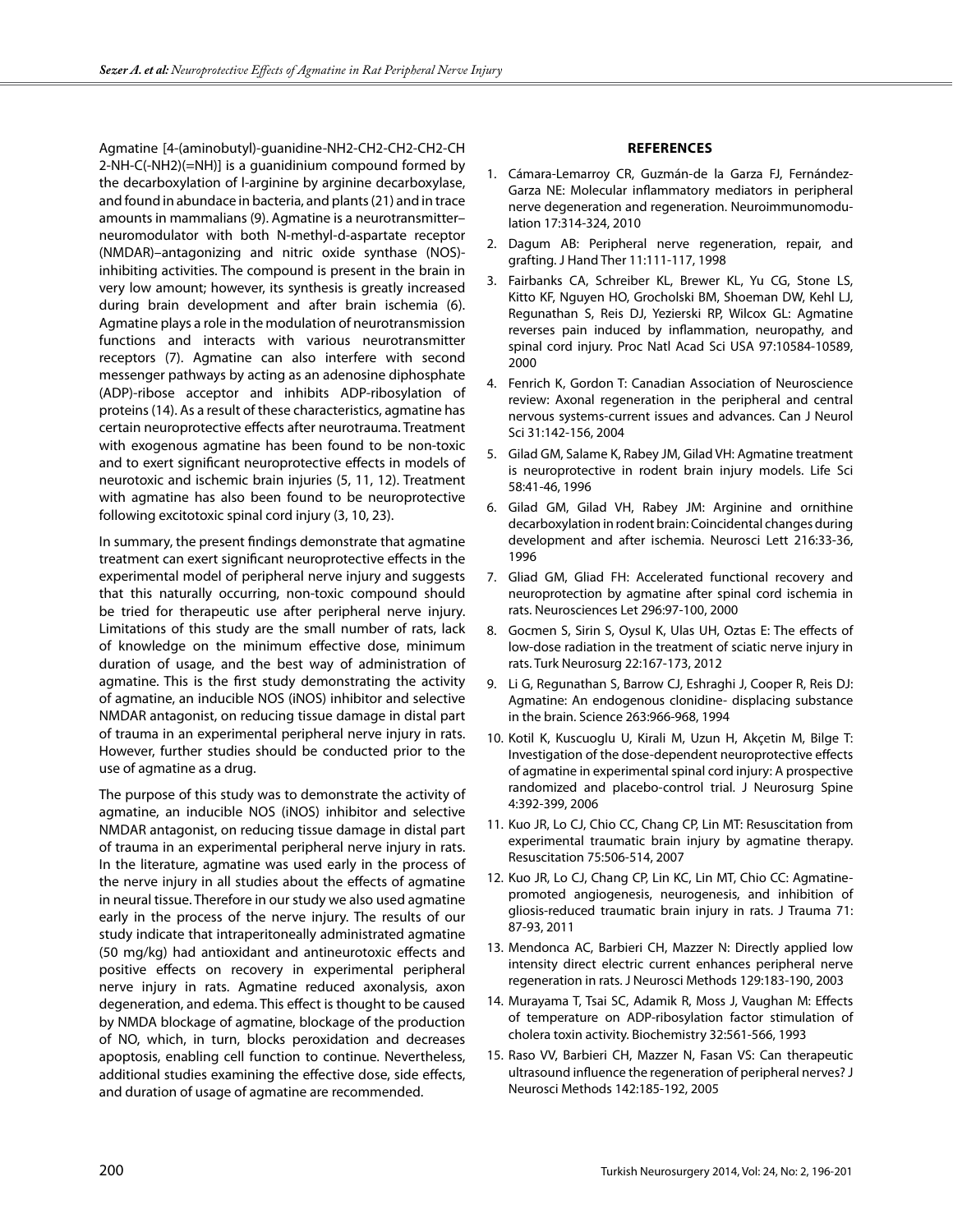Agmatine [4-(aminobutyl)-guanidine-NH2-CH2-CH2-CH2-CH 2-NH-C(-NH2)(=NH)] is a guanidinium compound formed by the decarboxylation of l-arginine by arginine decarboxylase, and found in abundace in bacteria, and plants (21) and in trace amounts in mammalians (9). Agmatine is a neurotransmitter–neuromodulator with both N-methyl-d-aspartate receptor (NMDAR)–antagonizing and nitric oxide synthase (NOS)-inhibiting activities. The compound is present in the brain in very low amount; however, its synthesis is greatly increased during brain development and after brain ischemia (6). Agmatine plays a role in the modulation of neurotransmission functions and interacts with various neurotransmitter receptors (7). Agmatine can also interfere with second messenger pathways by acting as an adenosine diphosphate (ADP)-ribose acceptor and inhibits ADP-ribosylation of proteins (14). As a result of these characteristics, agmatine has certain neuroprotective effects after neurotrauma. Treatment with exogenous agmatine has been found to be non-toxic and to exert significant neuroprotective effects in models of neurotoxic and ischemic brain injuries (5, 11, 12). Treatment with agmatine has also been found to be neuroprotective following excitotoxic spinal cord injury (3, 10, 23).

In summary, the present findings demonstrate that agmatine treatment can exert significant neuroprotective effects in the experimental model of peripheral nerve injury and suggests that this naturally occurring, non-toxic compound should be tried for therapeutic use after peripheral nerve injury. Limitations of this study are the small number of rats, lack of knowledge on the minimum effective dose, minimum duration of usage, and the best way of administration of agmatine. This is the first study demonstrating the activity of agmatine, an inducible NOS (iNOS) inhibitor and selective NMDAR antagonist, on reducing tissue damage in distal part of trauma in an experimental peripheral nerve injury in rats. However, further studies should be conducted prior to the use of agmatine as a drug.

The purpose of this study was to demonstrate the activity of agmatine, an inducible NOS (iNOS) inhibitor and selective NMDAR antagonist, on reducing tissue damage in distal part of trauma in an experimental peripheral nerve injury in rats. In the literature, agmatine was used early in the process of the nerve injury in all studies about the effects of agmatine in neural tissue. Therefore in our study we also used agmatine early in the process of the nerve injury. The results of our study indicate that intraperitoneally administrated agmatine (50 mg/kg) had antioxidant and antineurotoxic effects and positive effects on recovery in experimental peripheral nerve injury in rats. Agmatine reduced axonalysis, axon degeneration, and edema. This effect is thought to be caused by NMDA blockage of agmatine, blockage of the production of NO, which, in turn, blocks peroxidation and decreases apoptosis, enabling cell function to continue. Nevertheless, additional studies examining the effective dose, side effects, and duration of usage of agmatine are recommended.

## REFERENCES

1. Cámara-Lemarroy CR, Guzmán-de la Garza FJ, Fernández-Garza NE: Molecular inflammatory mediators in peripheral nerve degeneration and regeneration. Neuroimmunomodulation 17:314-324, 2010
2. Dagum AB: Peripheral nerve regeneration, repair, and grafting. J Hand Ther 11:111-117, 1998
3. Fairbanks CA, Schreiber KL, Brewer KL, Yu CG, Stone LS, Kitto KF, Nguyen HO, Grocholski BM, Shoeman DW, Kehl LJ, Regunathan S, Reis DJ, Yezierski RP, Wilcox GL: Agmatine reverses pain induced by inflammation, neuropathy, and spinal cord injury. Proc Natl Acad Sci USA 97:10584-10589, 2000
4. Fenrich K, Gordon T: Canadian Association of Neuroscience review: Axonal regeneration in the peripheral and central nervous systems-current issues and advances. Can J Neurol Sci 31:142-156, 2004
5. Gilad GM, Salame K, Rabey JM, Gilad VH: Agmatine treatment is neuroprotective in rodent brain injury models. Life Sci 58:41-46, 1996
6. Gilad GM, Gilad VH, Rabey JM: Arginine and ornithine decarboxylation in rodent brain: Coincidental changes during development and after ischemia. Neurosci Lett 216:33-36, 1996
7. Gliad GM, Gliad FH: Accelerated functional recovery and neuroprotection by agmatine after spinal cord ischemia in rats. Neurosciences Let 296:97-100, 2000
8. Gocmen S, Sirin S, Oysul K, Ulas UH, Oztas E: The effects of low-dose radiation in the treatment of sciatic nerve injury in rats. Turk Neurosurg 22:167-173, 2012
9. Li G, Regunathan S, Barrow CJ, Eshraghi J, Cooper R, Reis DJ: Agmatine: An endogenous clonidine- displacing substance in the brain. Science 263:966-968, 1994
10. Kotil K, Kuscuoglu U, Kirali M, Uzun H, Akçetin M, Bilge T: Investigation of the dose-dependent neuroprotective effects of agmatine in experimental spinal cord injury: A prospective randomized and placebo-control trial. J Neurosurg Spine 4:392-399, 2006
11. Kuo JR, Lo CJ, Chio CC, Chang CP, Lin MT: Resuscitation from experimental traumatic brain injury by agmatine therapy. Resuscitation 75:506-514, 2007
12. Kuo JR, Lo CJ, Chang CP, Lin KC, Lin MT, Chio CC: Agmatine-promoted angiogenesis, neurogenesis, and inhibition of gliosis-reduced traumatic brain injury in rats. J Trauma 71: 87-93, 2011
13. Mendonca AC, Barbieri CH, Mazzer N: Directly applied low intensity direct electric current enhances peripheral nerve regeneration in rats. J Neurosci Methods 129:183-190, 2003
14. Murayama T, Tsai SC, Adamik R, Moss J, Vaughan M: Effects of temperature on ADP-ribosylation factor stimulation of cholera toxin activity. Biochemistry 32:561-566, 1993
15. Raso VV, Barbieri CH, Mazzer N, Fasan VS: Can therapeutic ultrasound influence the regeneration of peripheral nerves? J Neurosci Methods 142:185-192, 2005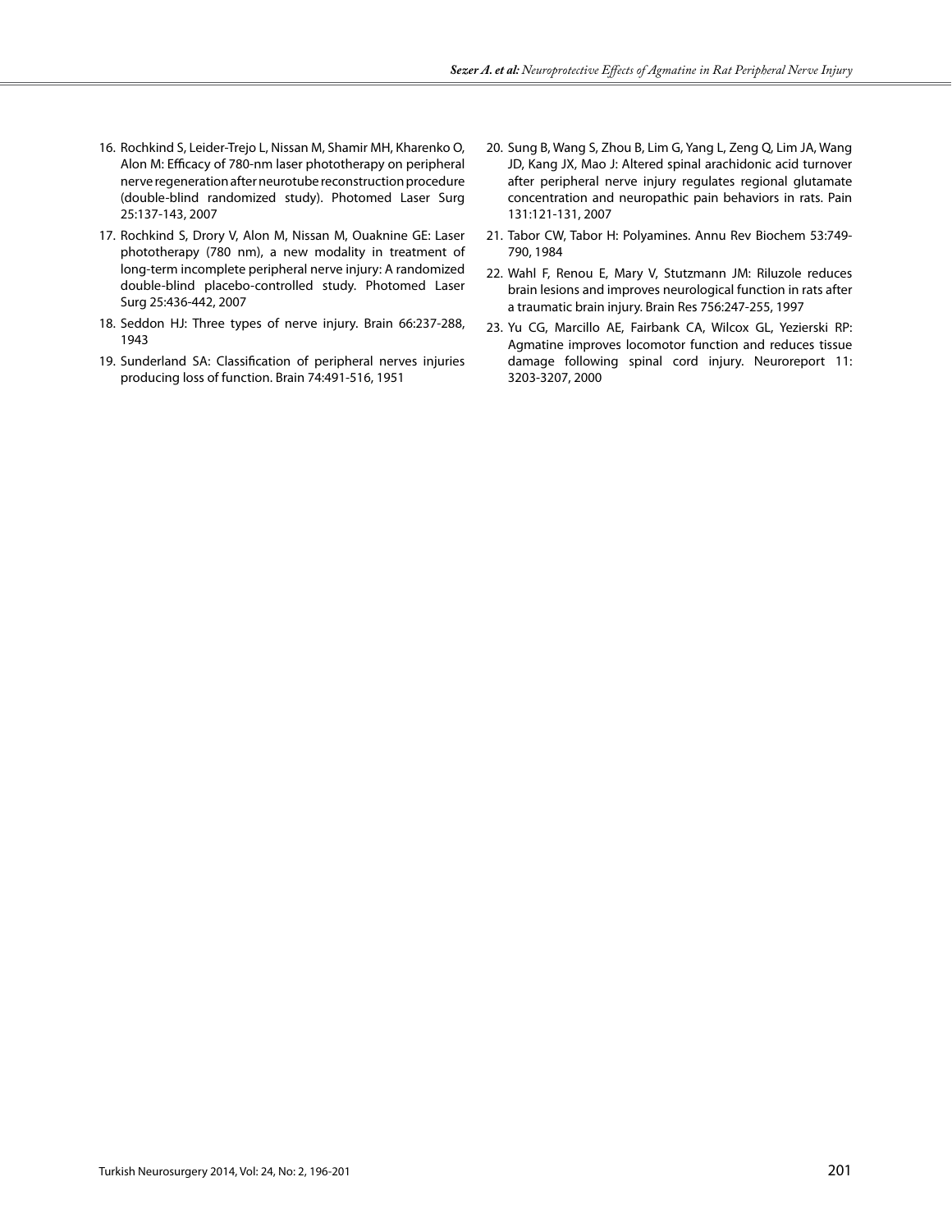16. Rochkind S, Leider-Trejo L, Nissan M, Shamir MH, Kharenko O, Alon M: Efficacy of 780-nm laser phototherapy on peripheral nerve regeneration after neurotube reconstruction procedure (double-blind randomized study). Photomed Laser Surg 25:137-143, 2007
17. Rochkind S, Drory V, Alon M, Nissan M, Ouaknine GE: Laser phototherapy (780 nm), a new modality in treatment of long-term incomplete peripheral nerve injury: A randomized double-blind placebo-controlled study. Photomed Laser Surg 25:436-442, 2007
18. Seddon HJ: Three types of nerve injury. Brain 66:237-288, 1943
19. Sunderland SA: Classification of peripheral nerves injuries producing loss of function. Brain 74:491-516, 1951
20. Sung B, Wang S, Zhou B, Lim G, Yang L, Zeng Q, Lim JA, Wang JD, Kang JX, Mao J: Altered spinal arachidonic acid turnover after peripheral nerve injury regulates regional glutamate concentration and neuropathic pain behaviors in rats. Pain 131:121-131, 2007
21. Tabor CW, Tabor H: Polyamines. Annu Rev Biochem 53:749-790, 1984
22. Wahl F, Renou E, Mary V, Stutzmann JM: Riluzole reduces brain lesions and improves neurological function in rats after a traumatic brain injury. Brain Res 756:247-255, 1997
23. Yu CG, Marcillo AE, Fairbank CA, Wilcox GL, Yezierski RP: Agmatine improves locomotor function and reduces tissue damage following spinal cord injury. Neuroreport 11: 3203-3207, 2000